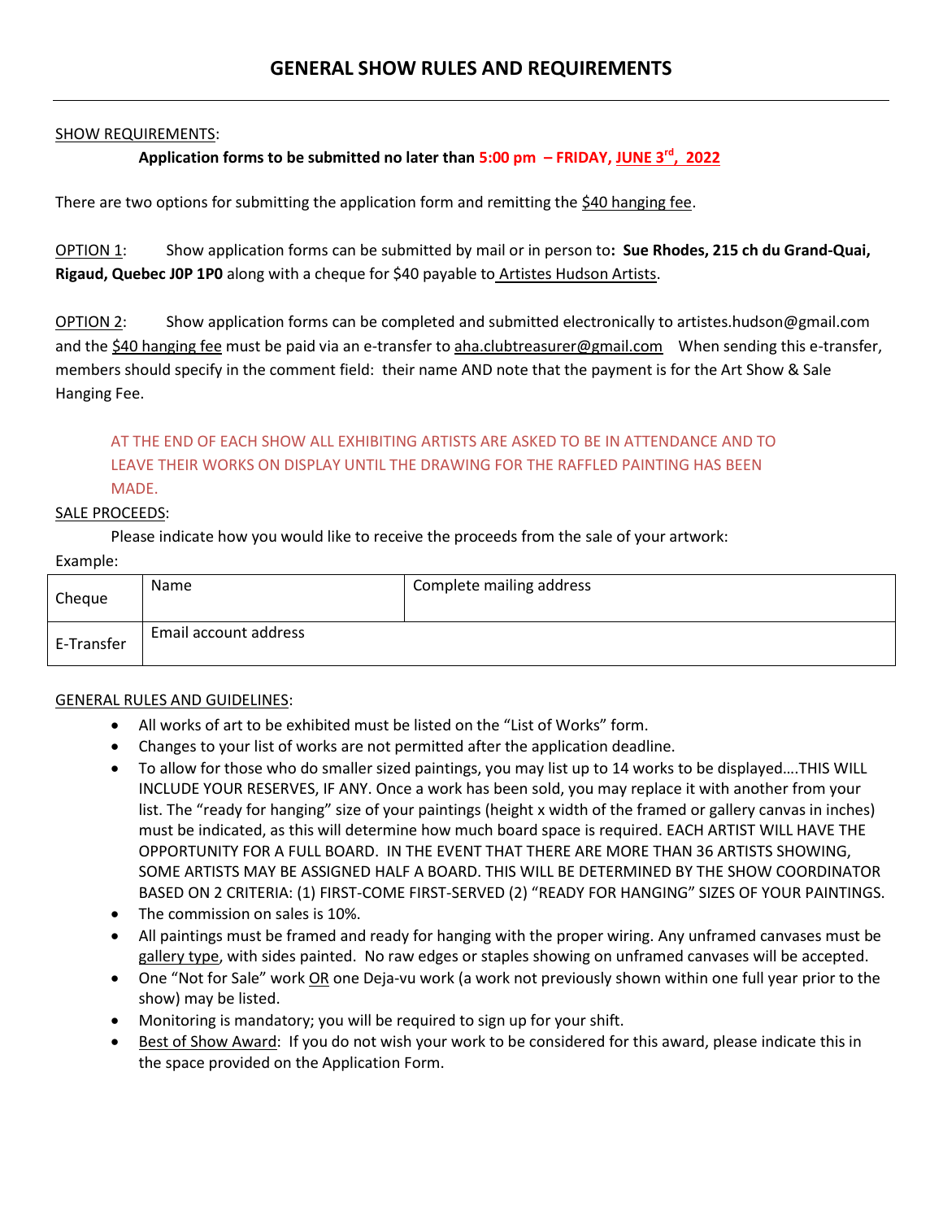# GENERAL SHOW RULES AND REQUIREMENTS

SHOW REQUIREMENTS:

**Application forms to be submitted no later than 5:00 pm – FRIDAY, JUNE 3rd, 2022**

There are two options for submitting the application form and remitting the $40 hanging fee.

OPTION 1: Show application forms can be submitted by mail or in person to**: Sue Rhodes, 215 ch du Grand-Quai, Rigaud, Quebec J0P 1P0** along with a cheque for $40 payable to Artistes Hudson Artists.

OPTION 2: Show application forms can be completed and submitted electronically to artistes.hudson@gmail.com and the $40 hanging fee must be paid via an e-transfer to aha.clubtreasurer@gmail.com When sending this e-transfer, members should specify in the comment field: their name AND note that the payment is for the Art Show & Sale Hanging Fee.

AT THE END OF EACH SHOW ALL EXHIBITING ARTISTS ARE ASKED TO BE IN ATTENDANCE AND TO LEAVE THEIR WORKS ON DISPLAY UNTIL THE DRAWING FOR THE RAFFLED PAINTING HAS BEEN MADE.

SALE PROCEEDS:

Please indicate how you would like to receive the proceeds from the sale of your artwork:

Example:

| Cheque | Name | Complete mailing address |
|---|---|---|
| E-Transfer | Email account address | |

GENERAL RULES AND GUIDELINES:

- All works of art to be exhibited must be listed on the "List of Works" form.
- Changes to your list of works are not permitted after the application deadline.
- To allow for those who do smaller sized paintings, you may list up to 14 works to be displayed….THIS WILL INCLUDE YOUR RESERVES, IF ANY. Once a work has been sold, you may replace it with another from your list. The "ready for hanging" size of your paintings (height x width of the framed or gallery canvas in inches) must be indicated, as this will determine how much board space is required. EACH ARTIST WILL HAVE THE OPPORTUNITY FOR A FULL BOARD. IN THE EVENT THAT THERE ARE MORE THAN 36 ARTISTS SHOWING, SOME ARTISTS MAY BE ASSIGNED HALF A BOARD. THIS WILL BE DETERMINED BY THE SHOW COORDINATOR BASED ON 2 CRITERIA: (1) FIRST-COME FIRST-SERVED (2) "READY FOR HANGING" SIZES OF YOUR PAINTINGS.
- The commission on sales is 10%.
- All paintings must be framed and ready for hanging with the proper wiring. Any unframed canvases must be gallery type, with sides painted. No raw edges or staples showing on unframed canvases will be accepted.
- One "Not for Sale" work OR one Deja-vu work (a work not previously shown within one full year prior to the show) may be listed.
- Monitoring is mandatory; you will be required to sign up for your shift.
- Best of Show Award: If you do not wish your work to be considered for this award, please indicate this in the space provided on the Application Form.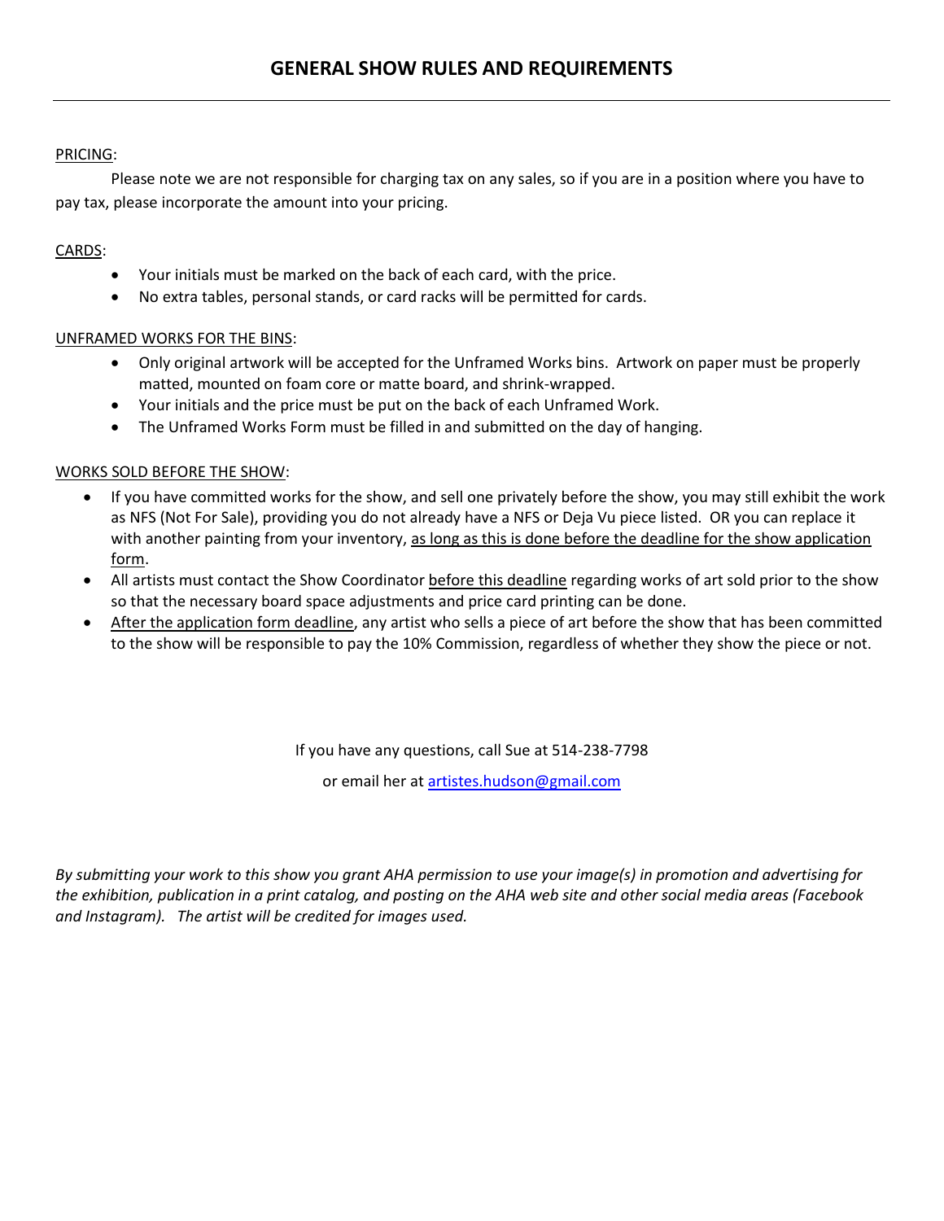# GENERAL SHOW RULES AND REQUIREMENTS

PRICING:

Please note we are not responsible for charging tax on any sales, so if you are in a position where you have to pay tax, please incorporate the amount into your pricing.

CARDS:

- Your initials must be marked on the back of each card, with the price.
- No extra tables, personal stands, or card racks will be permitted for cards.

UNFRAMED WORKS FOR THE BINS:

- Only original artwork will be accepted for the Unframed Works bins. Artwork on paper must be properly matted, mounted on foam core or matte board, and shrink-wrapped.
- Your initials and the price must be put on the back of each Unframed Work.
- The Unframed Works Form must be filled in and submitted on the day of hanging.

WORKS SOLD BEFORE THE SHOW:

- If you have committed works for the show, and sell one privately before the show, you may still exhibit the work as NFS (Not For Sale), providing you do not already have a NFS or Deja Vu piece listed. OR you can replace it with another painting from your inventory, as long as this is done before the deadline for the show application form.
- All artists must contact the Show Coordinator before this deadline regarding works of art sold prior to the show so that the necessary board space adjustments and price card printing can be done.
- After the application form deadline, any artist who sells a piece of art before the show that has been committed to the show will be responsible to pay the 10% Commission, regardless of whether they show the piece or not.

If you have any questions, call Sue at 514-238-7798

or email her at artistes.hudson@gmail.com

*By submitting your work to this show you grant AHA permission to use your image(s) in promotion and advertising for the exhibition, publication in a print catalog, and posting on the AHA web site and other social media areas (Facebook and Instagram). The artist will be credited for images used.*